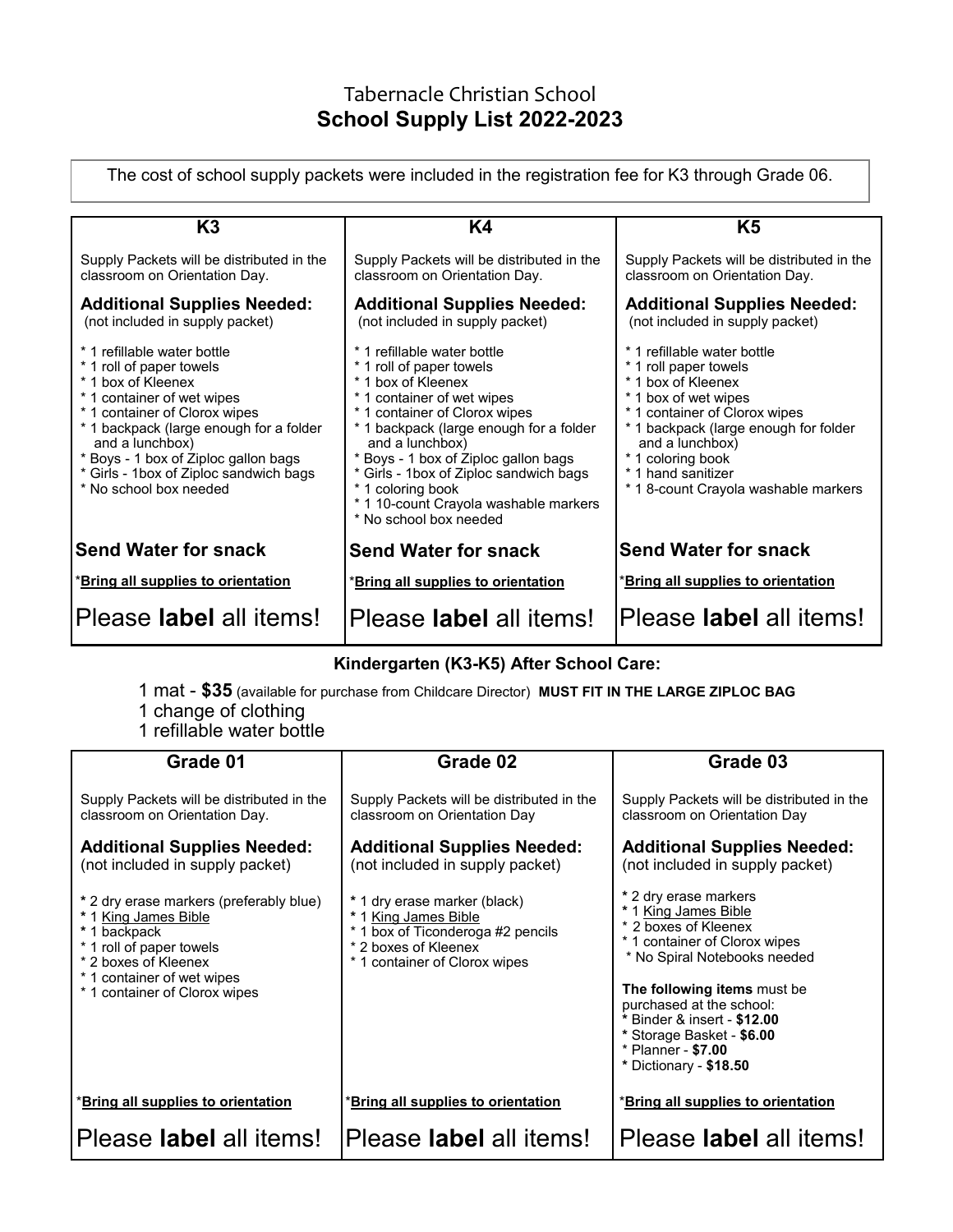Tabernacle Christian School

# School Supply List 2022-2023

The cost of school supply packets were included in the registration fee for K3 through Grade 06.

## K3

Supply Packets will be distributed in the classroom on Orientation Day.

**Additional Supplies Needed:**
(not included in supply packet)

* 1 refillable water bottle
* 1 roll of paper towels
* 1 box of Kleenex
* 1 container of wet wipes
* 1 container of Clorox wipes
* 1 backpack (large enough for a folder and a lunchbox)
* Boys - 1 box of Ziploc gallon bags
* Girls - 1box of Ziploc sandwich bags
* No school box needed

**Send Water for snack**

***Bring all supplies to orientation***

Please **label** all items!

## K4

Supply Packets will be distributed in the classroom on Orientation Day.

**Additional Supplies Needed:**
(not included in supply packet)

* 1 refillable water bottle
* 1 roll of paper towels
* 1 box of Kleenex
* 1 container of wet wipes
* 1 container of Clorox wipes
* 1 backpack (large enough for a folder and a lunchbox)
* Boys - 1 box of Ziploc gallon bags
* Girls - 1box of Ziploc sandwich bags
* 1 coloring book
* 1 10-count Crayola washable markers
* No school box needed

**Send Water for snack**

***Bring all supplies to orientation***

Please **label** all items!

## K5

Supply Packets will be distributed in the classroom on Orientation Day.

**Additional Supplies Needed:**
(not included in supply packet)

* 1 refillable water bottle
* 1 roll paper towels
* 1 box of Kleenex
* 1 box of wet wipes
* 1 container of Clorox wipes
* 1 backpack (large enough for folder and a lunchbox)
* 1 coloring book
* 1 hand sanitizer
* 1 8-count Crayola washable markers

**Send Water for snack**

***Bring all supplies to orientation***

Please **label** all items!

## Kindergarten (K3-K5) After School Care:

1 mat - **$35** (available for purchase from Childcare Director) **MUST FIT IN THE LARGE ZIPLOC BAG**
1 change of clothing
1 refillable water bottle

## Grade 01

Supply Packets will be distributed in the classroom on Orientation Day.

**Additional Supplies Needed:**
(not included in supply packet)

* 2 dry erase markers (preferably blue)
* 1 King James Bible
* 1 backpack
* 1 roll of paper towels
* 2 boxes of Kleenex
* 1 container of wet wipes
* 1 container of Clorox wipes

***Bring all supplies to orientation***

Please **label** all items!

## Grade 02

Supply Packets will be distributed in the classroom on Orientation Day

**Additional Supplies Needed:**
(not included in supply packet)

* 1 dry erase marker (black)
* 1 King James Bible
* 1 box of Ticonderoga #2 pencils
* 2 boxes of Kleenex
* 1 container of Clorox wipes

***Bring all supplies to orientation***

Please **label** all items!

## Grade 03

Supply Packets will be distributed in the classroom on Orientation Day

**Additional Supplies Needed:**
(not included in supply packet)

* 2 dry erase markers
* 1 King James Bible
* 2 boxes of Kleenex
* 1 container of Clorox wipes
* No Spiral Notebooks needed

**The following items** must be purchased at the school:

* Binder & insert - **$12.00**
* Storage Basket - **$6.00**
* Planner - **$7.00**
* Dictionary - **$18.50**

***Bring all supplies to orientation***

Please **label** all items!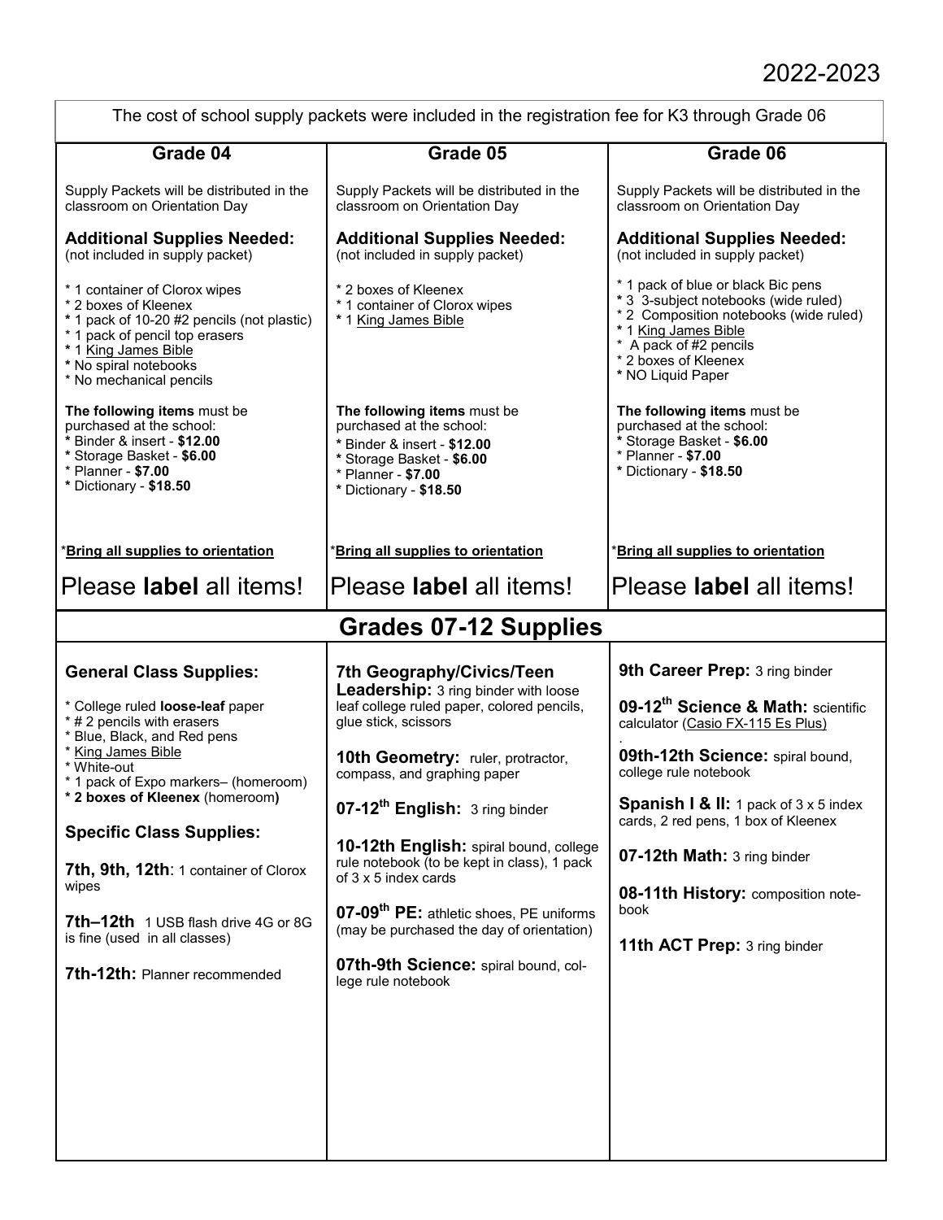2022-2023

The cost of school supply packets were included in the registration fee for K3 through Grade 06

## Grade 04

Supply Packets will be distributed in the classroom on Orientation Day

**Additional Supplies Needed:**
(not included in supply packet)

* 1 container of Clorox wipes
* 2 boxes of Kleenex
* 1 pack of 10-20 #2 pencils (not plastic)
* 1 pack of pencil top erasers
* 1 King James Bible
* No spiral notebooks
* No mechanical pencils

**The following items** must be purchased at the school:
* Binder & insert - **$12.00**
* Storage Basket - **$6.00**
* Planner - **$7.00**
* Dictionary - **$18.50**

*__Bring all supplies to orientation__

Please **label** all items!

## Grade 05

Supply Packets will be distributed in the classroom on Orientation Day

**Additional Supplies Needed:**
(not included in supply packet)

* 2 boxes of Kleenex
* 1 container of Clorox wipes
* 1 King James Bible

**The following items** must be purchased at the school:
* Binder & insert - **$12.00**
* Storage Basket - **$6.00**
* Planner - **$7.00**
* Dictionary - **$18.50**

*__Bring all supplies to orientation__

Please **label** all items!

## Grade 06

Supply Packets will be distributed in the classroom on Orientation Day

**Additional Supplies Needed:**
(not included in supply packet)

* 1 pack of blue or black Bic pens
* 3 3-subject notebooks (wide ruled)
* 2 Composition notebooks (wide ruled)
* 1 King James Bible
* A pack of #2 pencils
* 2 boxes of Kleenex
* NO Liquid Paper

**The following items** must be purchased at the school:
* Storage Basket - **$6.00**
* Planner - **$7.00**
* Dictionary - **$18.50**

*__Bring all supplies to orientation__

Please **label** all items!

## Grades 07-12 Supplies

**General Class Supplies:**

* College ruled **loose-leaf** paper
* # 2 pencils with erasers
* Blue, Black, and Red pens
* King James Bible
* White-out
* 1 pack of Expo markers– (homeroom)
* **2 boxes of Kleenex** (homeroom)

**Specific Class Supplies:**

**7th, 9th, 12th**: 1 container of Clorox wipes

**7th–12th** 1 USB flash drive 4G or 8G is fine (used in all classes)

**7th-12th:** Planner recommended

**7th Geography/Civics/Teen Leadership:** 3 ring binder with loose leaf college ruled paper, colored pencils, glue stick, scissors

**10th Geometry:** ruler, protractor, compass, and graphing paper

**07-12th English:** 3 ring binder

**10-12th English:** spiral bound, college rule notebook (to be kept in class), 1 pack of 3 x 5 index cards

**07-09th PE:** athletic shoes, PE uniforms (may be purchased the day of orientation)

**07th-9th Science:** spiral bound, college rule notebook

**9th Career Prep:** 3 ring binder

**09-12th Science & Math:** scientific calculator (Casio FX-115 Es Plus)

**09th-12th Science:** spiral bound, college rule notebook

**Spanish I & II:** 1 pack of 3 x 5 index cards, 2 red pens, 1 box of Kleenex

**07-12th Math:** 3 ring binder

**08-11th History:** composition notebook

**11th ACT Prep:** 3 ring binder